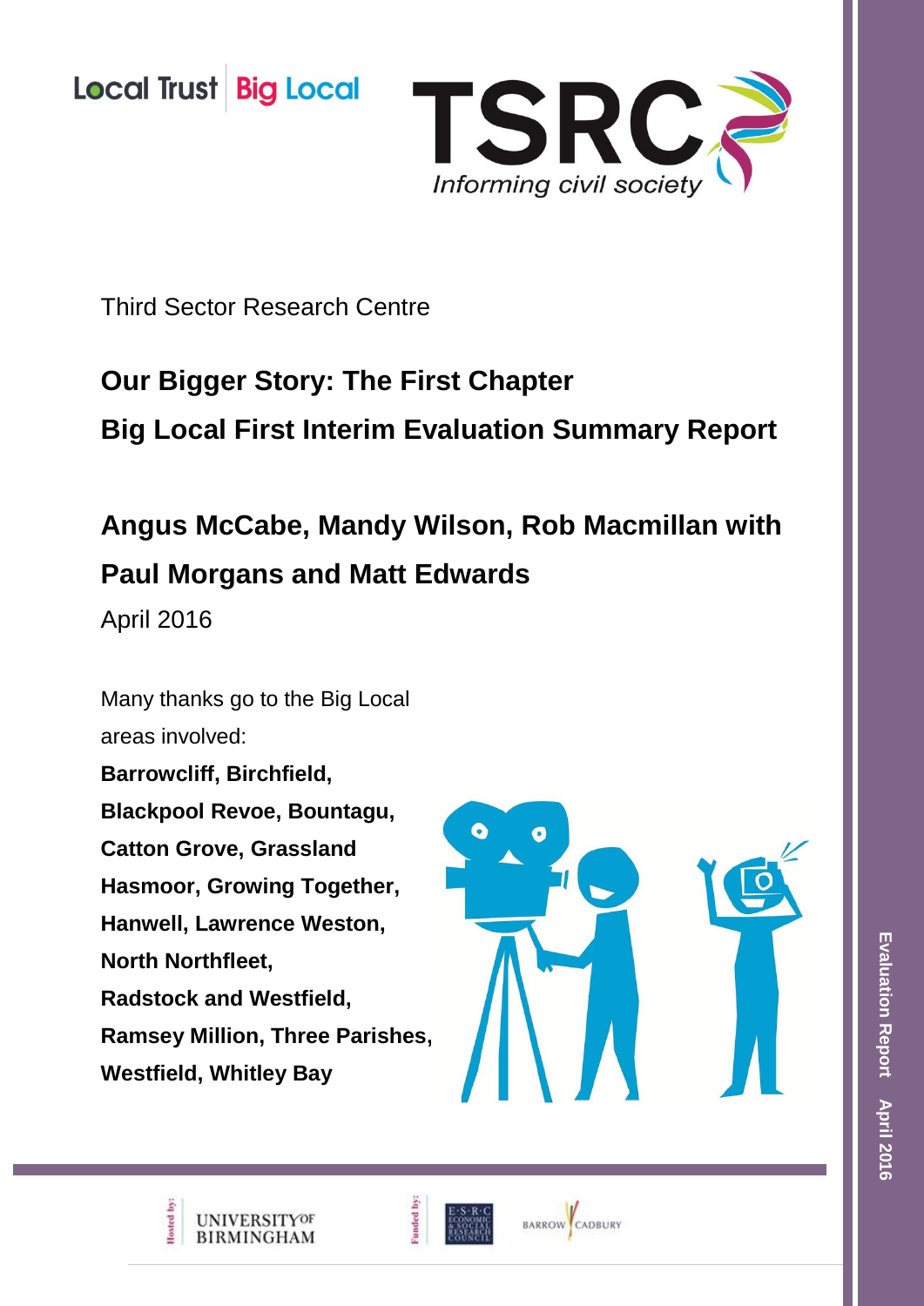Local Trust | Big Local

TSRC Informing civil society

Third Sector Research Centre

# Our Bigger Story: The First Chapter

# Big Local First Interim Evaluation Summary Report

## Angus McCabe, Mandy Wilson, Rob Macmillan with Paul Morgans and Matt Edwards

April 2016

Many thanks go to the Big Local areas involved:

**Barrowcliff, Birchfield, Blackpool Revoe, Bountagu, Catton Grove, Grassland Hasmoor, Growing Together, Hanwell, Lawrence Weston, North Northfleet, Radstock and Westfield, Ramsey Million, Three Parishes, Westfield, Whitley Bay**

Evaluation Report April 2016

Hosted by: UNIVERSITY OF BIRMINGHAM

Funded by: E·S·R·C ECONOMIC & SOCIAL RESEARCH COUNCIL; BARROW CADBURY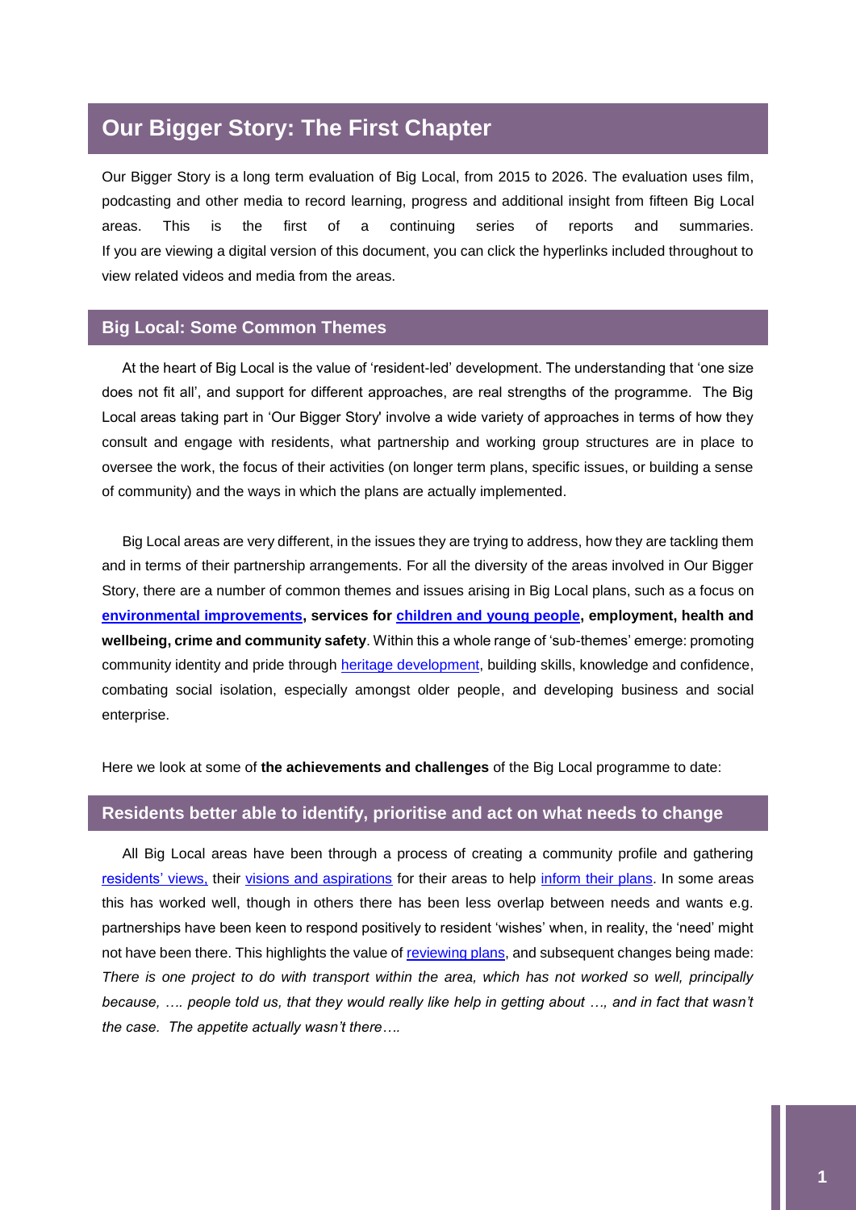# Our Bigger Story: The First Chapter

Our Bigger Story is a long term evaluation of Big Local, from 2015 to 2026. The evaluation uses film, podcasting and other media to record learning, progress and additional insight from fifteen Big Local areas. This is the first of a continuing series of reports and summaries. If you are viewing a digital version of this document, you can click the hyperlinks included throughout to view related videos and media from the areas.

## Big Local: Some Common Themes

At the heart of Big Local is the value of 'resident-led' development. The understanding that 'one size does not fit all', and support for different approaches, are real strengths of the programme. The Big Local areas taking part in 'Our Bigger Story' involve a wide variety of approaches in terms of how they consult and engage with residents, what partnership and working group structures are in place to oversee the work, the focus of their activities (on longer term plans, specific issues, or building a sense of community) and the ways in which the plans are actually implemented.

Big Local areas are very different, in the issues they are trying to address, how they are tackling them and in terms of their partnership arrangements. For all the diversity of the areas involved in Our Bigger Story, there are a number of common themes and issues arising in Big Local plans, such as a focus on **environmental improvements, services for children and young people, employment, health and wellbeing, crime and community safety**. Within this a whole range of 'sub-themes' emerge: promoting community identity and pride through heritage development, building skills, knowledge and confidence, combating social isolation, especially amongst older people, and developing business and social enterprise.

Here we look at some of **the achievements and challenges** of the Big Local programme to date:

## Residents better able to identify, prioritise and act on what needs to change

All Big Local areas have been through a process of creating a community profile and gathering residents' views, their visions and aspirations for their areas to help inform their plans. In some areas this has worked well, though in others there has been less overlap between needs and wants e.g. partnerships have been keen to respond positively to resident 'wishes' when, in reality, the 'need' might not have been there. This highlights the value of reviewing plans, and subsequent changes being made: *There is one project to do with transport within the area, which has not worked so well, principally because, …. people told us, that they would really like help in getting about …, and in fact that wasn't the case. The appetite actually wasn't there….*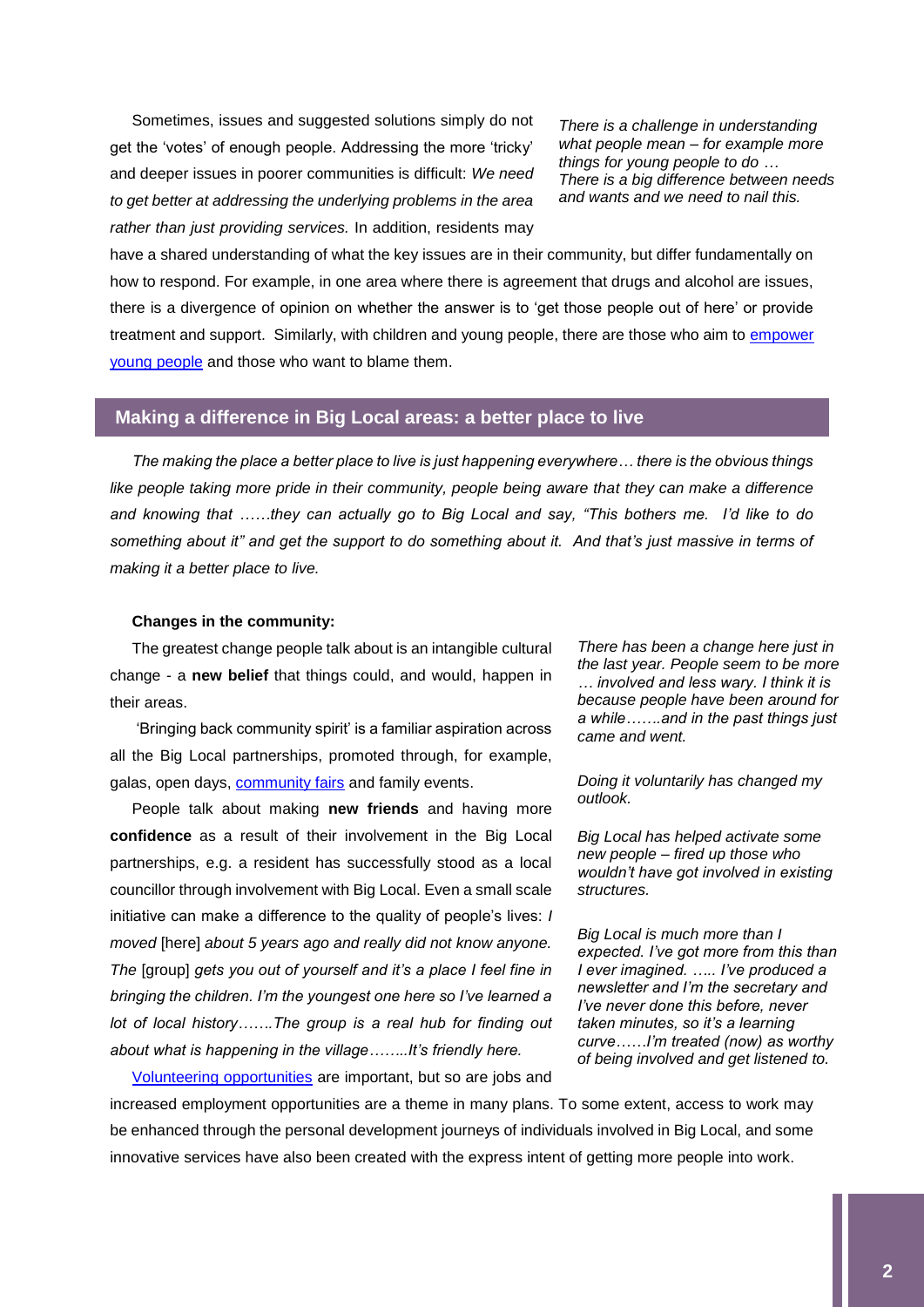Sometimes, issues and suggested solutions simply do not get the 'votes' of enough people. Addressing the more 'tricky' and deeper issues in poorer communities is difficult: *We need to get better at addressing the underlying problems in the area rather than just providing services.* In addition, residents may have a shared understanding of what the key issues are in their community, but differ fundamentally on how to respond. For example, in one area where there is agreement that drugs and alcohol are issues, there is a divergence of opinion on whether the answer is to 'get those people out of here' or provide treatment and support. Similarly, with children and young people, there are those who aim to empower young people and those who want to blame them.

*There is a challenge in understanding what people mean – for example more things for young people to do … There is a big difference between needs and wants and we need to nail this.*

## Making a difference in Big Local areas: a better place to live

*The making the place a better place to live is just happening everywhere… there is the obvious things like people taking more pride in their community, people being aware that they can make a difference and knowing that ……they can actually go to Big Local and say, "This bothers me. I'd like to do something about it" and get the support to do something about it. And that's just massive in terms of making it a better place to live.*

**Changes in the community:**

The greatest change people talk about is an intangible cultural change - a **new belief** that things could, and would, happen in their areas.

'Bringing back community spirit' is a familiar aspiration across all the Big Local partnerships, promoted through, for example, galas, open days, community fairs and family events.

People talk about making **new friends** and having more **confidence** as a result of their involvement in the Big Local partnerships, e.g. a resident has successfully stood as a local councillor through involvement with Big Local. Even a small scale initiative can make a difference to the quality of people's lives: *I moved* [here] *about 5 years ago and really did not know anyone. The* [group] *gets you out of yourself and it's a place I feel fine in bringing the children. I'm the youngest one here so I've learned a lot of local history…….The group is a real hub for finding out about what is happening in the village……..It's friendly here.*

Volunteering opportunities are important, but so are jobs and increased employment opportunities are a theme in many plans. To some extent, access to work may be enhanced through the personal development journeys of individuals involved in Big Local, and some innovative services have also been created with the express intent of getting more people into work.

*There has been a change here just in the last year. People seem to be more … involved and less wary. I think it is because people have been around for a while…….and in the past things just came and went.*

*Doing it voluntarily has changed my outlook.*

*Big Local has helped activate some new people – fired up those who wouldn't have got involved in existing structures.*

*Big Local is much more than I expected. I've got more from this than I ever imagined. ….. I've produced a newsletter and I'm the secretary and I've never done this before, never taken minutes, so it's a learning curve……I'm treated (now) as worthy of being involved and get listened to.*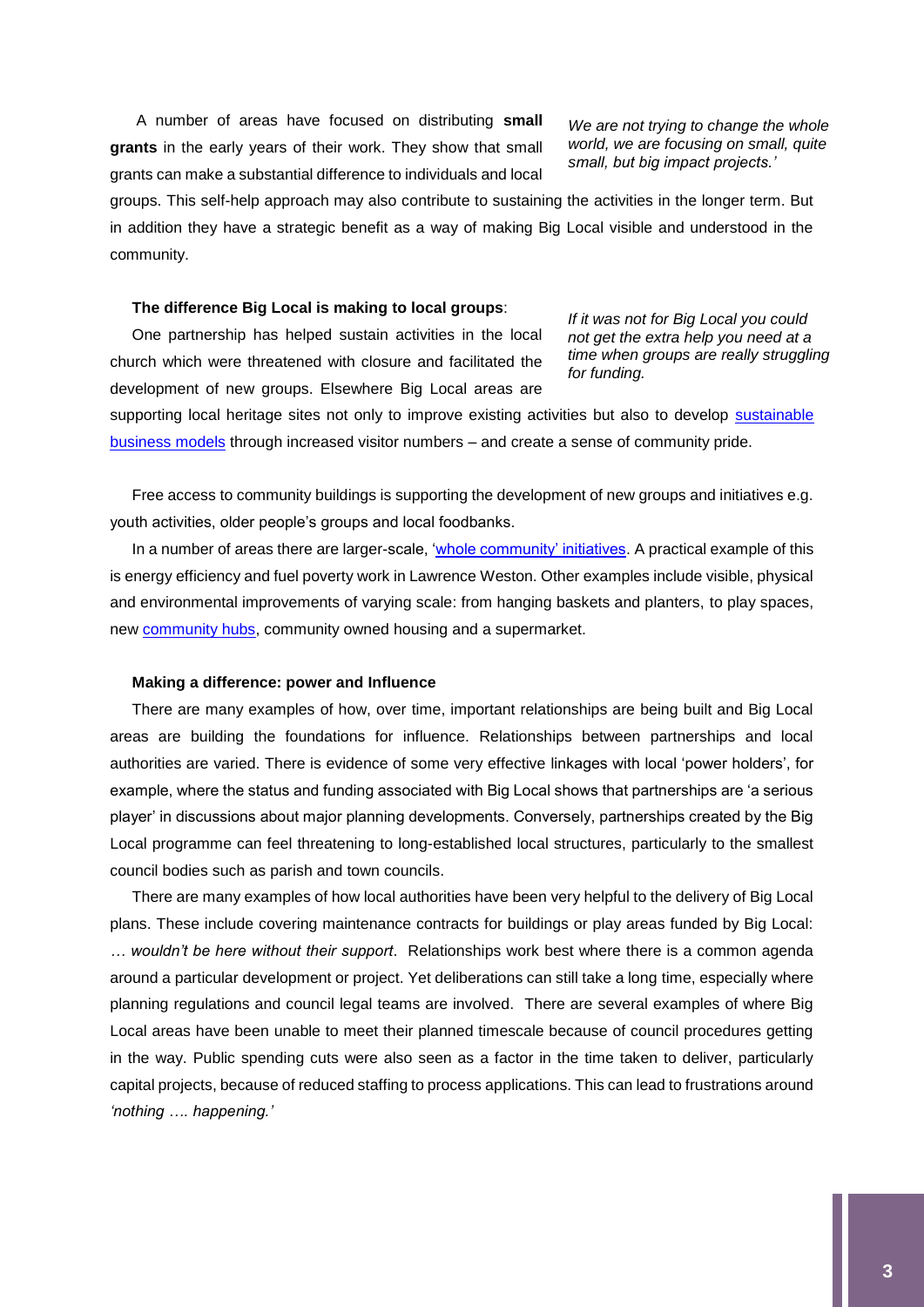A number of areas have focused on distributing **small grants** in the early years of their work. They show that small grants can make a substantial difference to individuals and local groups. This self-help approach may also contribute to sustaining the activities in the longer term. But in addition they have a strategic benefit as a way of making Big Local visible and understood in the community.

*We are not trying to change the whole world, we are focusing on small, quite small, but big impact projects.'*

**The difference Big Local is making to local groups**:

One partnership has helped sustain activities in the local church which were threatened with closure and facilitated the development of new groups. Elsewhere Big Local areas are supporting local heritage sites not only to improve existing activities but also to develop sustainable business models through increased visitor numbers – and create a sense of community pride.

*If it was not for Big Local you could not get the extra help you need at a time when groups are really struggling for funding.*

Free access to community buildings is supporting the development of new groups and initiatives e.g. youth activities, older people's groups and local foodbanks.

In a number of areas there are larger-scale, 'whole community' initiatives. A practical example of this is energy efficiency and fuel poverty work in Lawrence Weston. Other examples include visible, physical and environmental improvements of varying scale: from hanging baskets and planters, to play spaces, new community hubs, community owned housing and a supermarket.

**Making a difference: power and Influence**

There are many examples of how, over time, important relationships are being built and Big Local areas are building the foundations for influence. Relationships between partnerships and local authorities are varied. There is evidence of some very effective linkages with local 'power holders', for example, where the status and funding associated with Big Local shows that partnerships are 'a serious player' in discussions about major planning developments. Conversely, partnerships created by the Big Local programme can feel threatening to long-established local structures, particularly to the smallest council bodies such as parish and town councils.

There are many examples of how local authorities have been very helpful to the delivery of Big Local plans. These include covering maintenance contracts for buildings or play areas funded by Big Local: *… wouldn't be here without their support*. Relationships work best where there is a common agenda around a particular development or project. Yet deliberations can still take a long time, especially where planning regulations and council legal teams are involved. There are several examples of where Big Local areas have been unable to meet their planned timescale because of council procedures getting in the way. Public spending cuts were also seen as a factor in the time taken to deliver, particularly capital projects, because of reduced staffing to process applications. This can lead to frustrations around *'nothing …. happening.'*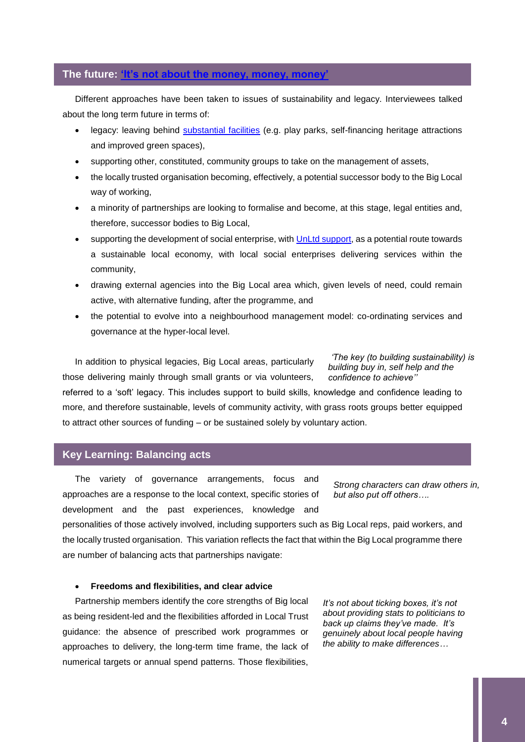## The future: 'It's not about the money, money, money'

Different approaches have been taken to issues of sustainability and legacy. Interviewees talked about the long term future in terms of:

- legacy: leaving behind substantial facilities (e.g. play parks, self-financing heritage attractions and improved green spaces),
- supporting other, constituted, community groups to take on the management of assets,
- the locally trusted organisation becoming, effectively, a potential successor body to the Big Local way of working,
- a minority of partnerships are looking to formalise and become, at this stage, legal entities and, therefore, successor bodies to Big Local,
- supporting the development of social enterprise, with UnLtd support, as a potential route towards a sustainable local economy, with local social enterprises delivering services within the community,
- drawing external agencies into the Big Local area which, given levels of need, could remain active, with alternative funding, after the programme, and
- the potential to evolve into a neighbourhood management model: co-ordinating services and governance at the hyper-local level.

*'The key (to building sustainability) is building buy in, self help and the confidence to achieve''*

In addition to physical legacies, Big Local areas, particularly those delivering mainly through small grants or via volunteers, referred to a 'soft' legacy. This includes support to build skills, knowledge and confidence leading to more, and therefore sustainable, levels of community activity, with grass roots groups better equipped to attract other sources of funding – or be sustained solely by voluntary action.

## Key Learning: Balancing acts

*Strong characters can draw others in, but also put off others….*

The variety of governance arrangements, focus and approaches are a response to the local context, specific stories of development and the past experiences, knowledge and personalities of those actively involved, including supporters such as Big Local reps, paid workers, and the locally trusted organisation. This variation reflects the fact that within the Big Local programme there are number of balancing acts that partnerships navigate:

- **Freedoms and flexibilities, and clear advice**

*It's not about ticking boxes, it's not about providing stats to politicians to back up claims they've made. It's genuinely about local people having the ability to make differences…*

Partnership members identify the core strengths of Big local as being resident-led and the flexibilities afforded in Local Trust guidance: the absence of prescribed work programmes or approaches to delivery, the long-term time frame, the lack of numerical targets or annual spend patterns. Those flexibilities,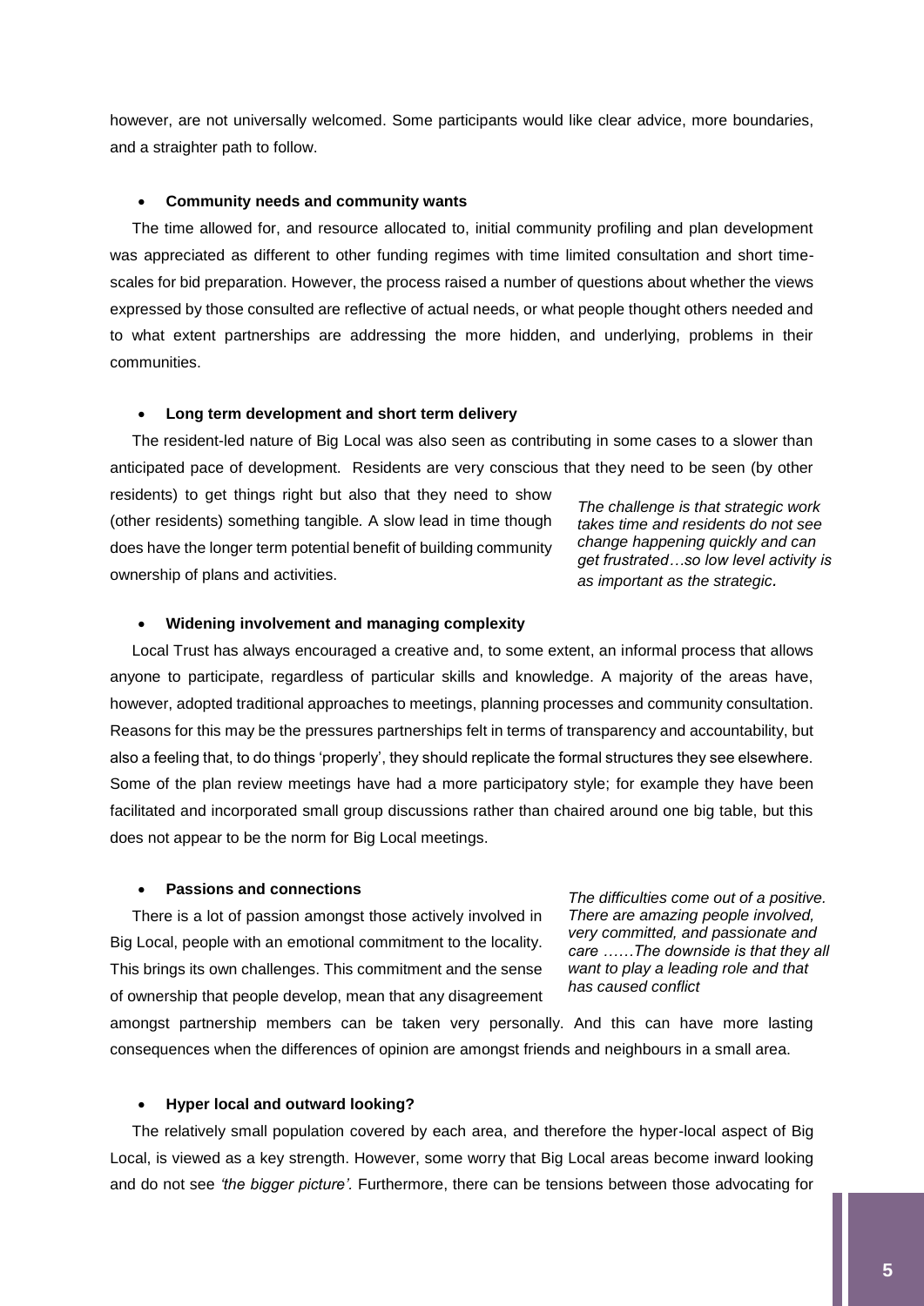however, are not universally welcomed. Some participants would like clear advice, more boundaries, and a straighter path to follow.

- **Community needs and community wants**

The time allowed for, and resource allocated to, initial community profiling and plan development was appreciated as different to other funding regimes with time limited consultation and short time-scales for bid preparation. However, the process raised a number of questions about whether the views expressed by those consulted are reflective of actual needs, or what people thought others needed and to what extent partnerships are addressing the more hidden, and underlying, problems in their communities.

- **Long term development and short term delivery**

The resident-led nature of Big Local was also seen as contributing in some cases to a slower than anticipated pace of development. Residents are very conscious that they need to be seen (by other residents) to get things right but also that they need to show (other residents) something tangible. A slow lead in time though does have the longer term potential benefit of building community ownership of plans and activities.

*The challenge is that strategic work takes time and residents do not see change happening quickly and can get frustrated…so low level activity is as important as the strategic.*

- **Widening involvement and managing complexity**

Local Trust has always encouraged a creative and, to some extent, an informal process that allows anyone to participate, regardless of particular skills and knowledge. A majority of the areas have, however, adopted traditional approaches to meetings, planning processes and community consultation. Reasons for this may be the pressures partnerships felt in terms of transparency and accountability, but also a feeling that, to do things 'properly', they should replicate the formal structures they see elsewhere. Some of the plan review meetings have had a more participatory style; for example they have been facilitated and incorporated small group discussions rather than chaired around one big table, but this does not appear to be the norm for Big Local meetings.

- **Passions and connections**

There is a lot of passion amongst those actively involved in Big Local, people with an emotional commitment to the locality. This brings its own challenges. This commitment and the sense of ownership that people develop, mean that any disagreement amongst partnership members can be taken very personally. And this can have more lasting consequences when the differences of opinion are amongst friends and neighbours in a small area.

*The difficulties come out of a positive. There are amazing people involved, very committed, and passionate and care ……The downside is that they all want to play a leading role and that has caused conflict*

- **Hyper local and outward looking?**

The relatively small population covered by each area, and therefore the hyper-local aspect of Big Local, is viewed as a key strength. However, some worry that Big Local areas become inward looking and do not see *'the bigger picture'.* Furthermore, there can be tensions between those advocating for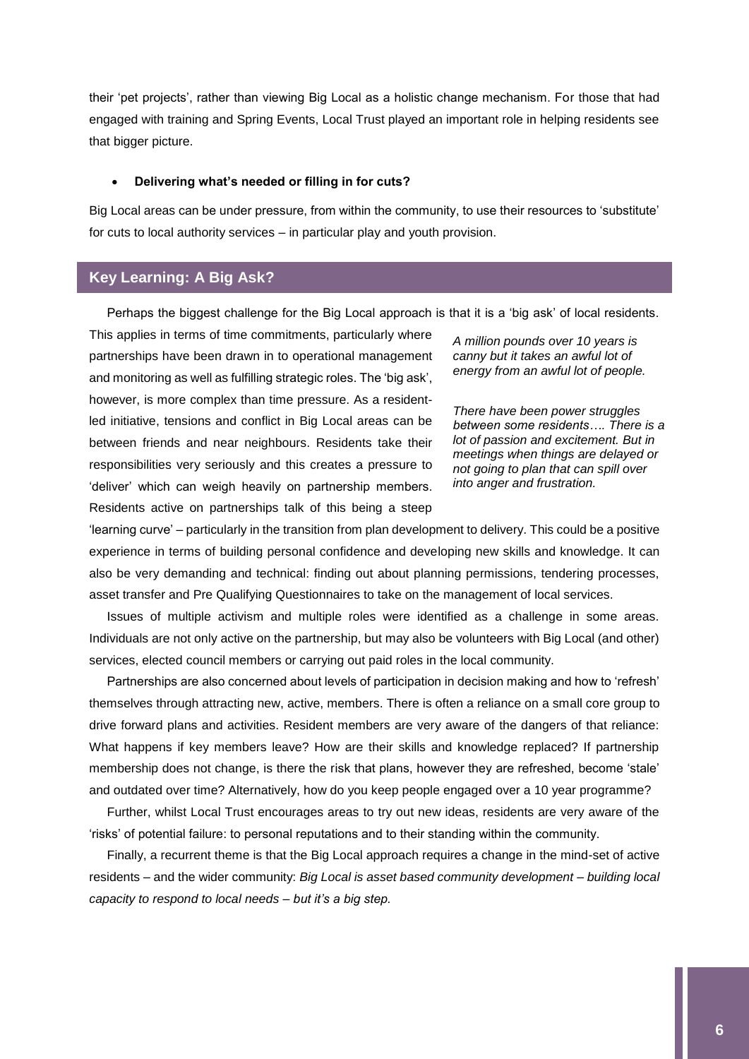their 'pet projects', rather than viewing Big Local as a holistic change mechanism. For those that had engaged with training and Spring Events, Local Trust played an important role in helping residents see that bigger picture.

- **Delivering what's needed or filling in for cuts?**

Big Local areas can be under pressure, from within the community, to use their resources to 'substitute' for cuts to local authority services – in particular play and youth provision.

## Key Learning: A Big Ask?

Perhaps the biggest challenge for the Big Local approach is that it is a 'big ask' of local residents. This applies in terms of time commitments, particularly where partnerships have been drawn in to operational management and monitoring as well as fulfilling strategic roles. The 'big ask', however, is more complex than time pressure. As a resident-led initiative, tensions and conflict in Big Local areas can be between friends and near neighbours. Residents take their responsibilities very seriously and this creates a pressure to 'deliver' which can weigh heavily on partnership members. Residents active on partnerships talk of this being a steep 'learning curve' – particularly in the transition from plan development to delivery. This could be a positive experience in terms of building personal confidence and developing new skills and knowledge. It can also be very demanding and technical: finding out about planning permissions, tendering processes, asset transfer and Pre Qualifying Questionnaires to take on the management of local services.

*A million pounds over 10 years is canny but it takes an awful lot of energy from an awful lot of people.*

*There have been power struggles between some residents…. There is a lot of passion and excitement. But in meetings when things are delayed or not going to plan that can spill over into anger and frustration.*

Issues of multiple activism and multiple roles were identified as a challenge in some areas. Individuals are not only active on the partnership, but may also be volunteers with Big Local (and other) services, elected council members or carrying out paid roles in the local community.

Partnerships are also concerned about levels of participation in decision making and how to 'refresh' themselves through attracting new, active, members. There is often a reliance on a small core group to drive forward plans and activities. Resident members are very aware of the dangers of that reliance: What happens if key members leave? How are their skills and knowledge replaced? If partnership membership does not change, is there the risk that plans, however they are refreshed, become 'stale' and outdated over time? Alternatively, how do you keep people engaged over a 10 year programme?

Further, whilst Local Trust encourages areas to try out new ideas, residents are very aware of the 'risks' of potential failure: to personal reputations and to their standing within the community.

Finally, a recurrent theme is that the Big Local approach requires a change in the mind-set of active residents – and the wider community: *Big Local is asset based community development – building local capacity to respond to local needs – but it's a big step.*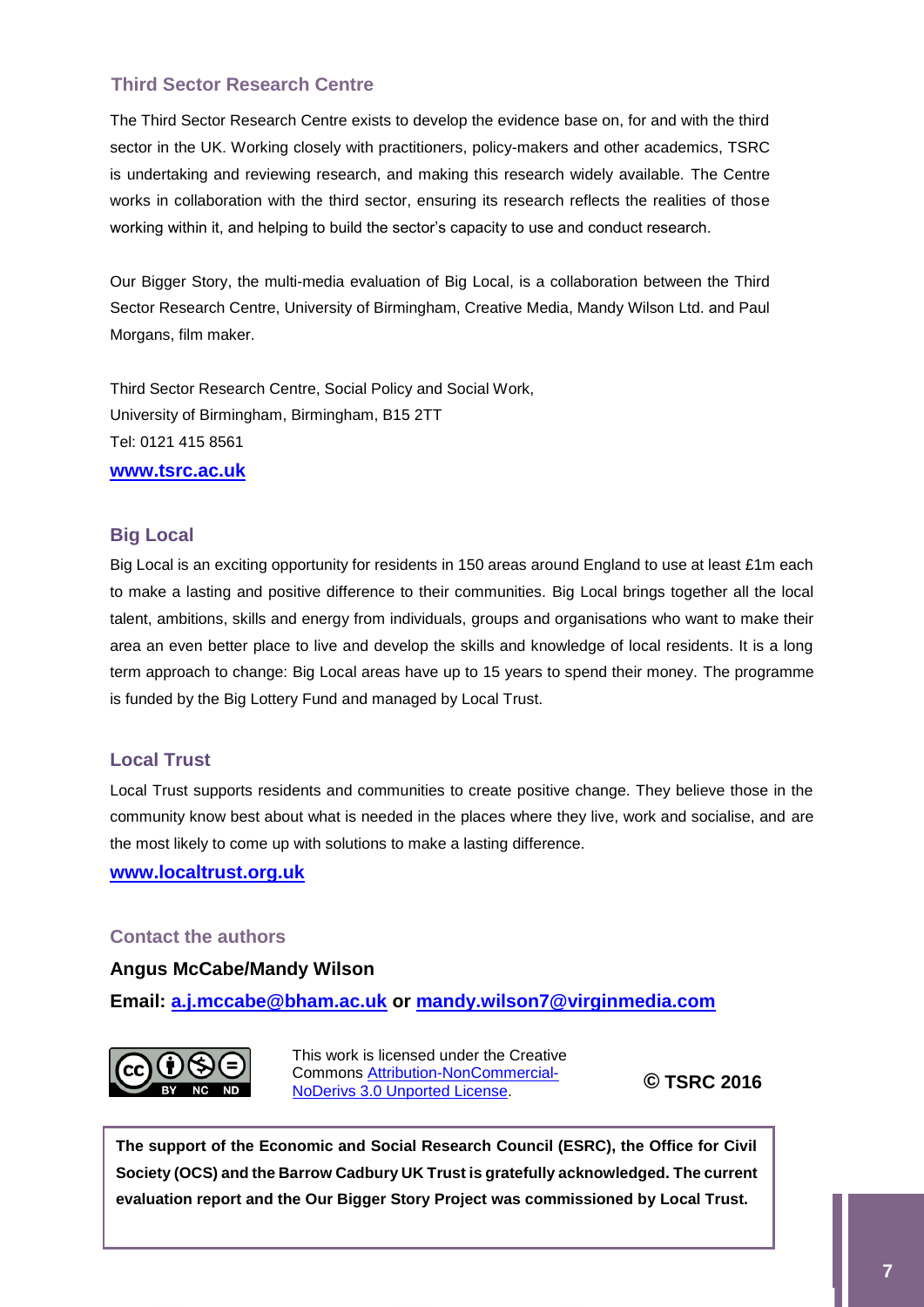## Third Sector Research Centre

The Third Sector Research Centre exists to develop the evidence base on, for and with the third sector in the UK. Working closely with practitioners, policy-makers and other academics, TSRC is undertaking and reviewing research, and making this research widely available. The Centre works in collaboration with the third sector, ensuring its research reflects the realities of those working within it, and helping to build the sector's capacity to use and conduct research.

Our Bigger Story, the multi-media evaluation of Big Local, is a collaboration between the Third Sector Research Centre, University of Birmingham, Creative Media, Mandy Wilson Ltd. and Paul Morgans, film maker.

Third Sector Research Centre, Social Policy and Social Work,
University of Birmingham, Birmingham, B15 2TT
Tel: 0121 415 8561
**www.tsrc.ac.uk**

## Big Local

Big Local is an exciting opportunity for residents in 150 areas around England to use at least £1m each to make a lasting and positive difference to their communities. Big Local brings together all the local talent, ambitions, skills and energy from individuals, groups and organisations who want to make their area an even better place to live and develop the skills and knowledge of local residents. It is a long term approach to change: Big Local areas have up to 15 years to spend their money. The programme is funded by the Big Lottery Fund and managed by Local Trust.

## Local Trust

Local Trust supports residents and communities to create positive change. They believe those in the community know best about what is needed in the places where they live, work and socialise, and are the most likely to come up with solutions to make a lasting difference.

**www.localtrust.org.uk**

## Contact the authors

**Angus McCabe/Mandy Wilson**

**Email: a.j.mccabe@bham.ac.uk or mandy.wilson7@virginmedia.com**

This work is licensed under the Creative Commons Attribution-NonCommercial-NoDerivs 3.0 Unported License.

**© TSRC 2016**

**The support of the Economic and Social Research Council (ESRC), the Office for Civil Society (OCS) and the Barrow Cadbury UK Trust is gratefully acknowledged. The current evaluation report and the Our Bigger Story Project was commissioned by Local Trust.**